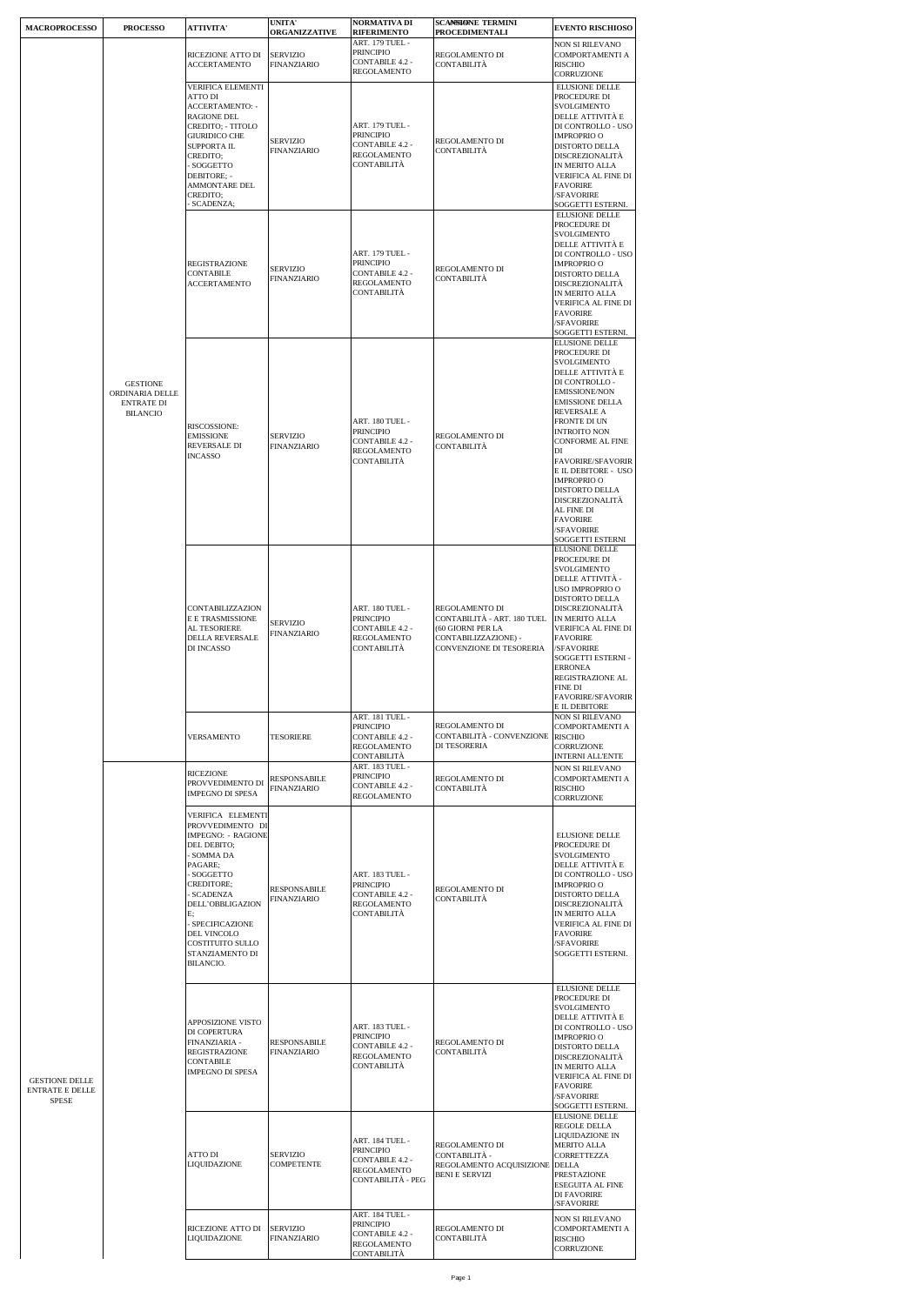| MACROPROCESSO | PROCESSO | ATTIVITA' | UNITA' ORGANIZZATIVE | NORMATIVA DI RIFERIMENTO | SCANSIONE TERMINI PROCEDIMENTALI | EVENTO RISCHIOSO |
|---|---|---|---|---|---|---|
| GESTIONE DELLE ENTRATE E DELLE SPESE | GESTIONE ORDINARIA DELLE ENTRATE DI BILANCIO | RICEZIONE ATTO DI ACCERTAMENTO | SERVIZIO FINANZIARIO | ART. 179 TUEL - PRINCIPIO CONTABILE 4.2 - REGOLAMENTO | REGOLAMENTO DI CONTABILITÀ | NON SI RILEVANO COMPORTAMENTI A RISCHIO CORRUZIONE |
| | | VERIFICA ELEMENTI ATTO DI ACCERTAMENTO: - RAGIONE DEL CREDITO; - TITOLO GIURIDICO CHE SUPPORTA IL CREDITO; - SOGGETTO DEBITORE; - AMMONTARE DEL CREDITO; - SCADENZA; | SERVIZIO FINANZIARIO | ART. 179 TUEL - PRINCIPIO CONTABILE 4.2 - REGOLAMENTO CONTABILITÀ | REGOLAMENTO DI CONTABILITÀ | ELUSIONE DELLE PROCEDURE DI SVOLGIMENTO DELLE ATTIVITÀ E DI CONTROLLO - USO IMPROPRIO O DISTORTO DELLA DISCREZIONALITÀ IN MERITO ALLA VERIFICA AL FINE DI FAVORIRE /SFAVORIRE SOGGETTI ESTERNI. |
| | | REGISTRAZIONE CONTABILE ACCERTAMENTO | SERVIZIO FINANZIARIO | ART. 179 TUEL - PRINCIPIO CONTABILE 4.2 - REGOLAMENTO CONTABILITÀ | REGOLAMENTO DI CONTABILITÀ | ELUSIONE DELLE PROCEDURE DI SVOLGIMENTO DELLE ATTIVITÀ E DI CONTROLLO - USO IMPROPRIO O DISTORTO DELLA DISCREZIONALITÀ IN MERITO ALLA VERIFICA AL FINE DI FAVORIRE /SFAVORIRE SOGGETTI ESTERNI. |
| | | RISCOSSIONE: EMISSIONE REVERSALE DI INCASSO | SERVIZIO FINANZIARIO | ART. 180 TUEL - PRINCIPIO CONTABILE 4.2 - REGOLAMENTO CONTABILITÀ | REGOLAMENTO DI CONTABILITÀ | ELUSIONE DELLE PROCEDURE DI SVOLGIMENTO DELLE ATTIVITÀ E DI CONTROLLO - EMISSIONE/NON EMISSIONE DELLA REVERSALE A FRONTE DI UN INTROITO NON CONFORME AL FINE DI FAVORIRE/SFAVORIRE IL DEBITORE - USO IMPROPRIO O DISTORTO DELLA DISCREZIONALITÀ AL FINE DI FAVORIRE /SFAVORIRE SOGGETTI ESTERNI |
| | | CONTABILIZZAZIONE E TRASMISSIONE AL TESORIERE DELLA REVERSALE DI INCASSO | SERVIZIO FINANZIARIO | ART. 180 TUEL - PRINCIPIO CONTABILE 4.2 - REGOLAMENTO CONTABILITÀ | REGOLAMENTO DI CONTABILITÀ - ART. 180 TUEL (60 GIORNI PER LA CONTABILIZZAZIONE) - CONVENZIONE DI TESORERIA | ELUSIONE DELLE PROCEDURE DI SVOLGIMENTO DELLE ATTIVITÀ - USO IMPROPRIO O DISTORTO DELLA DISCREZIONALITÀ IN MERITO ALLA VERIFICA AL FINE DI FAVORIRE /SFAVORIRE SOGGETTI ESTERNI - ERRONEA REGISTRAZIONE AL FINE DI FAVORIRE/SFAVORIRE IL DEBITORE |
| | | VERSAMENTO | TESORIERE | ART. 181 TUEL - PRINCIPIO CONTABILE 4.2 - REGOLAMENTO CONTABILITÀ | REGOLAMENTO DI CONTABILITÀ - CONVENZIONE DI TESORERIA | NON SI RILEVANO COMPORTAMENTI A RISCHIO CORRUZIONE INTERNI ALL'ENTE |
| | | RICEZIONE PROVVEDIMENTO DI IMPEGNO DI SPESA | RESPONSABILE FINANZIARIO | ART. 183 TUEL - PRINCIPIO CONTABILE 4.2 - REGOLAMENTO | REGOLAMENTO DI CONTABILITÀ | NON SI RILEVANO COMPORTAMENTI A RISCHIO CORRUZIONE |
| | | VERIFICA ELEMENTI PROVVEDIMENTO DI IMPEGNO: - RAGIONE DEL DEBITO; - SOMMA DA PAGARE; - SOGGETTO CREDITORE; - SCADENZA DELL'OBBLIGAZIONE; - SPECIFICAZIONE DEL VINCOLO COSTITUITO SULLO STANZIAMENTO DI BILANCIO. | RESPONSABILE FINANZIARIO | ART. 183 TUEL - PRINCIPIO CONTABILE 4.2 - REGOLAMENTO CONTABILITÀ | REGOLAMENTO DI CONTABILITÀ | ELUSIONE DELLE PROCEDURE DI SVOLGIMENTO DELLE ATTIVITÀ E DI CONTROLLO - USO IMPROPRIO O DISTORTO DELLA DISCREZIONALITÀ IN MERITO ALLA VERIFICA AL FINE DI FAVORIRE /SFAVORIRE SOGGETTI ESTERNI. |
| | | APPOSIZIONE VISTO DI COPERTURA FINANZIARIA - REGISTRAZIONE CONTABILE IMPEGNO DI SPESA | RESPONSABILE FINANZIARIO | ART. 183 TUEL - PRINCIPIO CONTABILE 4.2 - REGOLAMENTO CONTABILITÀ | REGOLAMENTO DI CONTABILITÀ | ELUSIONE DELLE PROCEDURE DI SVOLGIMENTO DELLE ATTIVITÀ E DI CONTROLLO - USO IMPROPRIO O DISTORTO DELLA DISCREZIONALITÀ IN MERITO ALLA VERIFICA AL FINE DI FAVORIRE /SFAVORIRE SOGGETTI ESTERNI. |
| | | ATTO DI LIQUIDAZIONE | SERVIZIO COMPETENTE | ART. 184 TUEL - PRINCIPIO CONTABILE 4.2 - REGOLAMENTO CONTABILITÀ - PEG | REGOLAMENTO DI CONTABILITÀ - REGOLAMENTO ACQUISIZIONE BENI E SERVIZI | ELUSIONE DELLE REGOLE DELLA LIQUIDAZIONE IN MERITO ALLA CORRETTEZZA DELLA PRESTAZIONE ESEGUITA AL FINE DI FAVORIRE /SFAVORIRE |
| | | RICEZIONE ATTO DI LIQUIDAZIONE | SERVIZIO FINANZIARIO | ART. 184 TUEL - PRINCIPIO CONTABILE 4.2 - REGOLAMENTO CONTABILITÀ | REGOLAMENTO DI CONTABILITÀ | NON SI RILEVANO COMPORTAMENTI A RISCHIO CORRUZIONE |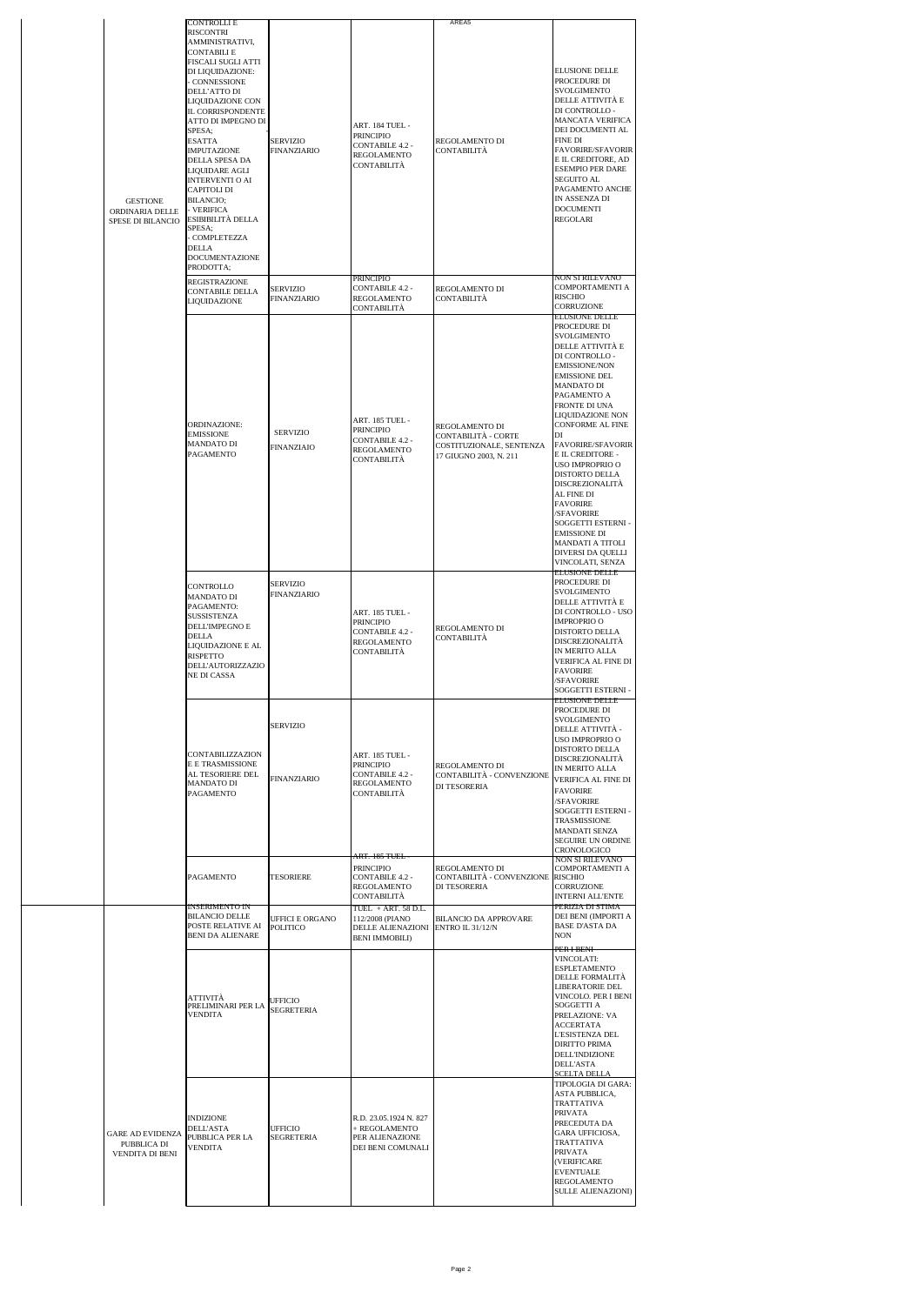| | | | | | |
|---|---|---|---|---|---|
| GESTIONE ORDINARIA DELLE SPESE DI BILANCIO | CONTROLLI E RISCONTRI AMMINISTRATIVI, CONTABILI E FISCALI SUGLI ATTI DI LIQUIDAZIONE: - CONNESSIONE DELL'ATTO DI LIQUIDAZIONE CON IL CORRISPONDENTE ATTO DI IMPEGNO DI SPESA; - ESATTA IMPUTAZIONE DELLA SPESA DA LIQUIDARE AGLI INTERVENTI O AI CAPITOLI DI BILANCIO; - VERIFICA ESIBIBILITÀ DELLA SPESA; - COMPLETEZZA DELLA DOCUMENTAZIONE PRODOTTA; | SERVIZIO FINANZIARIO | ART. 184 TUEL - PRINCIPIO CONTABILE 4.2 - REGOLAMENTO CONTABILITÀ | REGOLAMENTO DI CONTABILITÀ | ELUSIONE DELLE PROCEDURE DI SVOLGIMENTO DELLE ATTIVITÀ E DI CONTROLLO - MANCATA VERIFICA DEI DOCUMENTI AL FINE DI FAVORIRE/SFAVORIRE IL CREDITORE, AD ESEMPIO PER DARE SEGUITO AL PAGAMENTO ANCHE IN ASSENZA DI DOCUMENTI REGOLARI |
| | REGISTRAZIONE CONTABILE DELLA LIQUIDAZIONE | SERVIZIO FINANZIARIO | PRINCIPIO CONTABILE 4.2 - REGOLAMENTO CONTABILITÀ | REGOLAMENTO DI CONTABILITÀ | NON SI RILEVANO COMPORTAMENTI A RISCHIO CORRUZIONE |
| | ORDINAZIONE: EMISSIONE MANDATO DI PAGAMENTO | SERVIZIO FINANZIAIO | ART. 185 TUEL - PRINCIPIO CONTABILE 4.2 - REGOLAMENTO CONTABILITÀ | REGOLAMENTO DI CONTABILITÀ - CORTE COSTITUZIONALE, SENTENZA 17 GIUGNO 2003, N. 211 | ELUSIONE DELLE PROCEDURE DI SVOLGIMENTO DELLE ATTIVITÀ E DI CONTROLLO - EMISSIONE/NON EMISSIONE DEL MANDATO DI PAGAMENTO A FRONTE DI UNA LIQUIDAZIONE NON CONFORME AL FINE DI FAVORIRE/SFAVORIRE IL CREDITORE - USO IMPROPRIO O DISTORTO DELLA DISCREZIONALITÀ AL FINE DI FAVORIRE /SFAVORIRE SOGGETTI ESTERNI - EMISSIONE DI MANDATI A TITOLI DIVERSI DA QUELLI VINCOLATI, SENZA |
| | CONTROLLO MANDATO DI PAGAMENTO: SUSSISTENZA DELL'IMPEGNO E DELLA LIQUIDAZIONE E AL RISPETTO DELL'AUTORIZZAZIONE DI CASSA | SERVIZIO FINANZIARIO | ART. 185 TUEL - PRINCIPIO CONTABILE 4.2 - REGOLAMENTO CONTABILITÀ | REGOLAMENTO DI CONTABILITÀ | ELUSIONE DELLE PROCEDURE DI SVOLGIMENTO DELLE ATTIVITÀ E DI CONTROLLO - USO IMPROPRIO O DISTORTO DELLA DISCREZIONALITÀ IN MERITO ALLA VERIFICA AL FINE DI FAVORIRE /SFAVORIRE SOGGETTI ESTERNI - |
| | CONTABILIZZAZIONE E TRASMISSIONE AL TESORIERE DEL MANDATO DI PAGAMENTO | SERVIZIO FINANZIARIO | ART. 185 TUEL - PRINCIPIO CONTABILE 4.2 - REGOLAMENTO CONTABILITÀ | REGOLAMENTO DI CONTABILITÀ - CONVENZIONE DI TESORERIA | ELUSIONE DELLE PROCEDURE DI SVOLGIMENTO DELLE ATTIVITÀ - USO IMPROPRIO O DISTORTO DELLA DISCREZIONALITÀ IN MERITO ALLA VERIFICA AL FINE DI FAVORIRE /SFAVORIRE SOGGETTI ESTERNI - TRASMISSIONE MANDATI SENZA SEGUIRE UN ORDINE CRONOLOGICO |
| | PAGAMENTO | TESORIERE | ART. 185 TUEL - PRINCIPIO CONTABILE 4.2 - REGOLAMENTO CONTABILITÀ | REGOLAMENTO DI CONTABILITÀ - CONVENZIONE DI TESORERIA | NON SI RILEVANO COMPORTAMENTI A RISCHIO CORRUZIONE INTERNI ALL'ENTE |
| GARE AD EVIDENZA PUBBLICA DI VENDITA DI BENI | INSERIMENTO IN BILANCIO DELLE POSTE RELATIVE AI BENI DA ALIENARE | UFFICI E ORGANO POLITICO | TUEL + ART. 58 D.L. 112/2008 (PIANO DELLE ALIENAZIONI BENI IMMOBILI) | BILANCIO DA APPROVARE ENTRO IL 31/12/N | PERIZIA DI STIMA DEI BENI (IMPORTI A BASE D'ASTA DA NON |
| | ATTIVITÀ PRELIMINARI PER LA VENDITA | UFFICIO SEGRETERIA | | | PER I BENI VINCOLATI: ESPLETAMENTO DELLE FORMALITÀ LIBERATORIE DEL VINCOLO. PER I BENI SOGGETTI A PRELAZIONE: VA ACCERTATA L'ESISTENZA DEL DIRITTO PRIMA DELL'INDIZIONE DELL'ASTA |
| | INDIZIONE DELL'ASTA PUBBLICA PER LA VENDITA | UFFICIO SEGRETERIA | R.D. 23.05.1924 N. 827 + REGOLAMENTO PER ALIENAZIONE DEI BENI COMUNALI | | SCELTA DELLA TIPOLOGIA DI GARA: ASTA PUBBLICA, TRATTATIVA PRIVATA PRECEDUTA DA GARA UFFICIOSA, TRATTATIVA PRIVATA (VERIFICARE EVENTUALE REGOLAMENTO SULLE ALIENAZIONI) |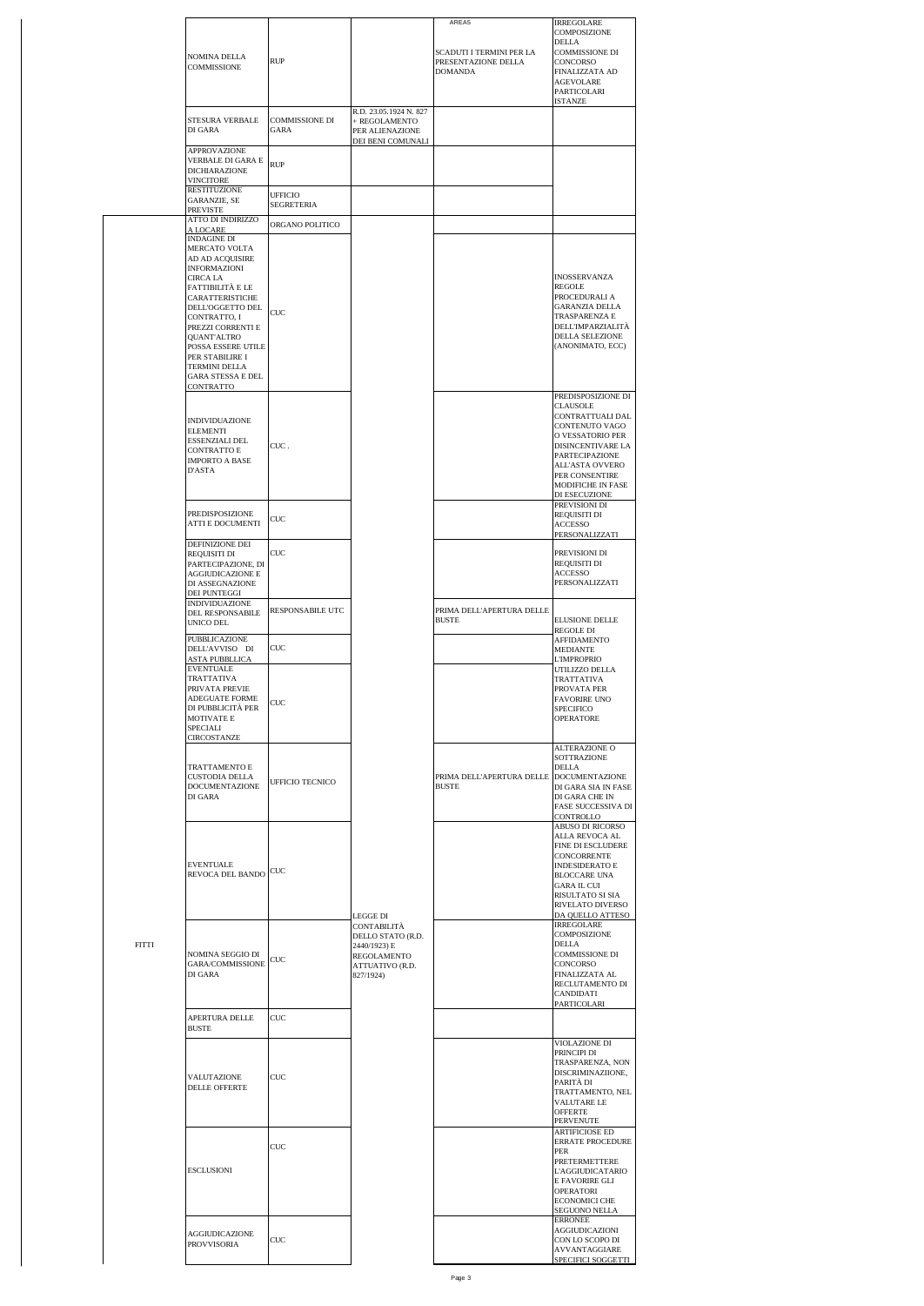| | | | | AREAS | |
|---|---|---|---|---|---|
| | NOMINA DELLA COMMISSIONE | RUP | | SCADUTI I TERMINI PER LA PRESENTAZIONE DELLA DOMANDA | IRREGOLARE COMPOSIZIONE DELLA COMMISSIONE DI CONCORSO FINALIZZATA AD AGEVOLARE PARTICOLARI ISTANZE |
| | STESURA VERBALE DI GARA | COMMISSIONE DI GARA | R.D. 23.05.1924 N. 827 + REGOLAMENTO PER ALIENAZIONE DEI BENI COMUNALI | | |
| | APPROVAZIONE VERBALE DI GARA E DICHIARAZIONE VINCITORE | RUP | | | |
| | RESTITUZIONE GARANZIE, SE PREVISTE | UFFICIO SEGRETERIA | | | |
| FITTI | ATTO DI INDIRIZZO A LOCARE | ORGANO POLITICO | LEGGE DI CONTABILITÀ DELLO STATO (R.D. 2440/1923) E REGOLAMENTO ATTUATIVO (R.D. 827/1924) | | |
| | INDAGINE DI MERCATO VOLTA AD AD ACQUISIRE INFORMAZIONI CIRCA LA FATTIBILITÀ E LE CARATTERISTICHE DELL'OGGETTO DEL CONTRATTO, I PREZZI CORRENTI E QUANT'ALTRO POSSA ESSERE UTILE PER STABILIRE I TERMINI DELLA GARA STESSA E DEL CONTRATTO | CUC | | | INOSSERVANZA REGOLE PROCEDURALI A GARANZIA DELLA TRASPARENZA E DELL'IMPARZIALITÀ DELLA SELEZIONE (ANONIMATO, ECC) |
| | INDIVIDUAZIONE ELEMENTI ESSENZIALI DEL CONTRATTO E IMPORTO A BASE D'ASTA | CUC . | | | PREDISPOSIZIONE DI CLAUSOLE CONTRATTUALI DAL CONTENUTO VAGO O VESSATORIO PER DISINCENTIVARE LA PARTECIPAZIONE ALL'ASTA OVVERO PER CONSENTIRE MODIFICHE IN FASE DI ESECUZIONE |
| | PREDISPOSIZIONE ATTI E DOCUMENTI | CUC | | | PREVISIONI DI REQUISITI DI ACCESSO PERSONALIZZATI |
| | DEFINIZIONE DEI REQUISITI DI PARTECIPAZIONE, DI AGGIUDICAZIONE E DI ASSEGNAZIONE DEI PUNTEGGI | CUC | | | PREVISIONI DI REQUISITI DI ACCESSO PERSONALIZZATI |
| | INDIVIDUAZIONE DEL RESPONSABILE UNICO DEL | RESPONSABILE UTC | | PRIMA DELL'APERTURA DELLE BUSTE | ELUSIONE DELLE REGOLE DI AFFIDAMENTO MEDIANTE L'IMPROPRIO UTILIZZO DELLA TRATTATIVA PROVATA PER FAVORIRE UNO SPECIFICO OPERATORE |
| | PUBBLICAZIONE DELL'AVVISO DI ASTA PUBBLLICA | CUC | | | |
| | EVENTUALE TRATTATIVA PRIVATA PREVIE ADEGUATE FORME DI PUBBLICITÀ PER MOTIVATE E SPECIALI CIRCOSTANZE | CUC | | | |
| | TRATTAMENTO E CUSTODIA DELLA DOCUMENTAZIONE DI GARA | UFFICIO TECNICO | | PRIMA DELL'APERTURA DELLE BUSTE | ALTERAZIONE O SOTTRAZIONE DELLA DOCUMENTAZIONE DI GARA SIA IN FASE DI GARA CHE IN FASE SUCCESSIVA DI CONTROLLO |
| | EVENTUALE REVOCA DEL BANDO | CUC | | | ABUSO DI RICORSO ALLA REVOCA AL FINE DI ESCLUDERE CONCORRENTE INDESIDERATO E BLOCCARE UNA GARA IL CUI RISULTATO SI SIA RIVELATO DIVERSO DA QUELLO ATTESO |
| | NOMINA SEGGIO DI GARA/COMMISSIONE DI GARA | CUC | | | IRREGOLARE COMPOSIZIONE DELLA COMMISSIONE DI CONCORSO FINALIZZATA AL RECLUTAMENTO DI CANDIDATI PARTICOLARI |
| | APERTURA DELLE BUSTE | CUC | | | |
| | VALUTAZIONE DELLE OFFERTE | CUC | | | VIOLAZIONE DI PRINCIPI DI TRASPARENZA, NON DISCRIMINAZIIONE, PARITÀ DI TRATTAMENTO, NEL VALUTARE LE OFFERTE PERVENUTE |
| | ESCLUSIONI | CUC | | | ARTIFICIOSE ED ERRATE PROCEDURE PER PRETERMETTERE L'AGGIUDICATARIO E FAVORIRE GLI OPERATORI ECONOMICI CHE SEGUONO NELLA |
| | AGGIUDICAZIONE PROVVISORIA | CUC | | | ERRONEE AGGIUDICAZIONI CON LO SCOPO DI AVVANTAGGIARE SPECIFICI SOGGETTI |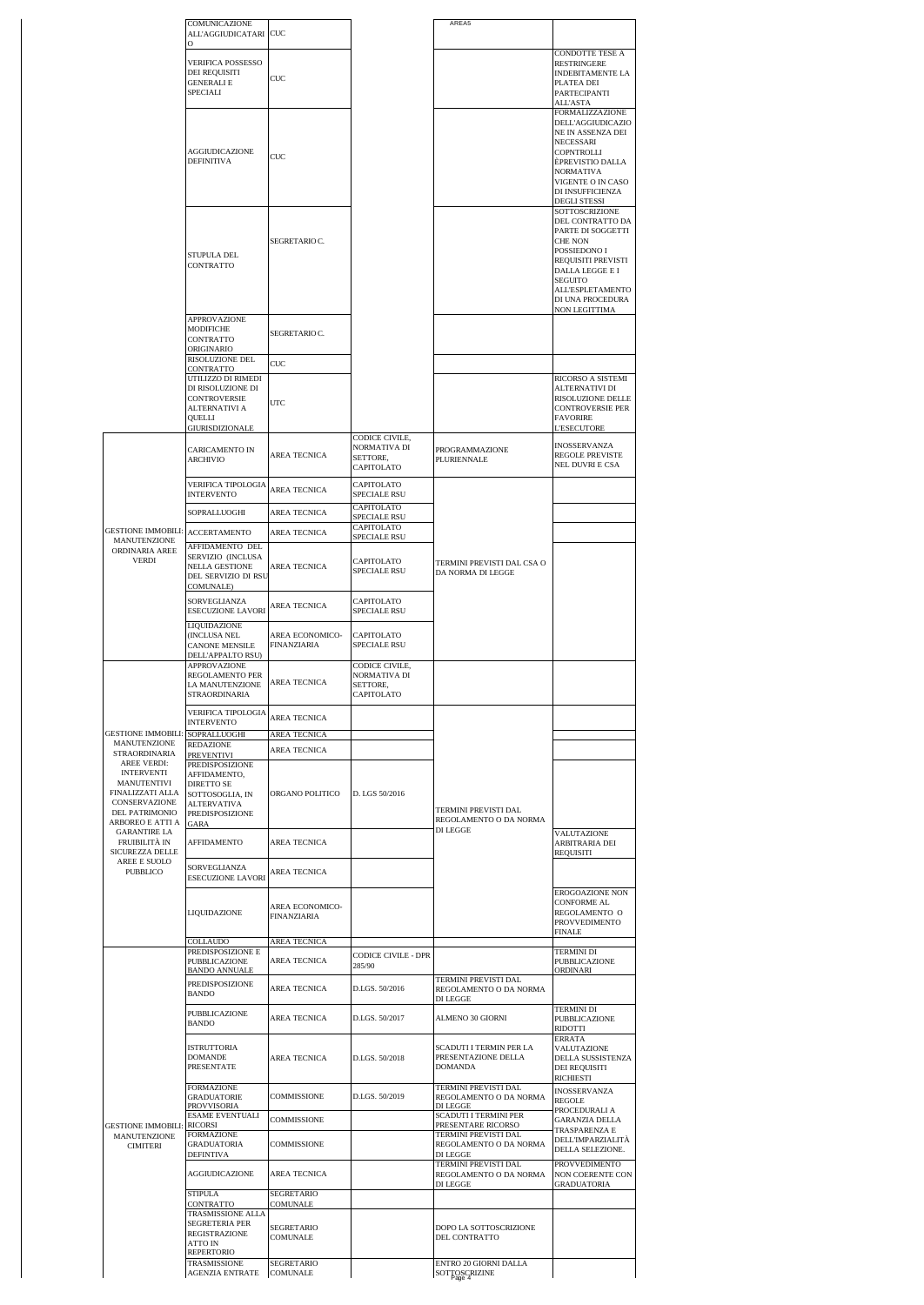| | | | | | |
|---|---|---|---|---|---|
| | COMUNICAZIONE ALL'AGGIUDICATARIO | CUC | | AREAS | |
| | VERIFICA POSSESSO DEI REQUISITI GENERALI E SPECIALI | CUC | | | CONDOTTE TESE A RESTRINGERE INDEBITAMENTE LA PLATEA DEI PARTECIPANTI ALL'ASTA |
| | AGGIUDICAZIONE DEFINITIVA | CUC | | | FORMALIZZAZIONE DELL'AGGIUDICAZIONE IN ASSENZA DEI NECESSARI COPNTROLLI ÈPREVISTIO DALLA NORMATIVA VIGENTE O IN CASO DI INSUFFICIENZA DEGLI STESSI |
| | STUPULA DEL CONTRATTO | SEGRETARIO C. | | | SOTTOSCRIZIONE DEL CONTRATTO DA PARTE DI SOGGETTI CHE NON POSSIEDONO I REQUISITI PREVISTI DALLA LEGGE E I SEGUITO ALL'ESPLETAMENTO DI UNA PROCEDURA NON LEGITTIMA |
| | APPROVAZIONE MODIFICHE CONTRATTO ORIGINARIO | SEGRETARIO C. | | | |
| | RISOLUZIONE DEL CONTRATTO | CUC | | | |
| | UTILIZZO DI RIMEDI DI RISOLUZIONE DI CONTROVERSIE ALTERNATIVI A QUELLI GIURISDIZIONALE | UTC | | | RICORSO A SISTEMI ALTERNATIVI DI RISOLUZIONE DELLE CONTROVERSIE PER FAVORIRE L'ESECUTORE |
| GESTIONE IMMOBILI: MANUTENZIONE ORDINARIA AREE VERDI | CARICAMENTO IN ARCHIVIO | AREA TECNICA | CODICE CIVILE, NORMATIVA DI SETTORE, CAPITOLATO | PROGRAMMAZIONE PLURIENNALE | INOSSERVANZA REGOLE PREVISTE NEL DUVRI E CSA |
| | VERIFICA TIPOLOGIA INTERVENTO | AREA TECNICA | CAPITOLATO SPECIALE RSU | TERMINI PREVISTI DAL CSA O DA NORMA DI LEGGE | |
| | SOPRALLUOGHI | AREA TECNICA | CAPITOLATO SPECIALE RSU | | |
| | ACCERTAMENTO | AREA TECNICA | CAPITOLATO SPECIALE RSU | | |
| | AFFIDAMENTO DEL SERVIZIO (INCLUSA NELLA GESTIONE DEL SERVIZIO DI RSU COMUNALE) | AREA TECNICA | CAPITOLATO SPECIALE RSU | | |
| | SORVEGLIANZA ESECUZIONE LAVORI | AREA TECNICA | CAPITOLATO SPECIALE RSU | | |
| | LIQUIDAZIONE (INCLUSA NEL CANONE MENSILE DELL'APPALTO RSU) | AREA ECONOMICO-FINANZIARIA | CAPITOLATO SPECIALE RSU | | |
| GESTIONE IMMOBILI: MANUTENZIONE STRAORDINARIA AREE VERDI: INTERVENTI MANUTENTIVI FINALIZZATI ALLA CONSERVAZIONE DEL PATRIMONIO ARBOREO E ATTI A GARANTIRE LA FRUIBILITÀ IN SICUREZZA DELLE AREE E SUOLO PUBBLICO | APPROVAZIONE REGOLAMENTO PER LA MANUTENZIONE STRAORDINARIA | AREA TECNICA | CODICE CIVILE, NORMATIVA DI SETTORE, CAPITOLATO | | |
| | VERIFICA TIPOLOGIA INTERVENTO | AREA TECNICA | | TERMINI PREVISTI DAL REGOLAMENTO O DA NORMA DI LEGGE | |
| | SOPRALLUOGHI | AREA TECNICA | | | |
| | REDAZIONE PREVENTIVI | AREA TECNICA | | | |
| | PREDISPOSIZIONE AFFIDAMENTO, DIRETTO SE SOTTOSOGLIA, IN ALTERVATIVA PREDISPOSIZIONE GARA | ORGANO POLITICO | D. LGS 50/2016 | | |
| | AFFIDAMENTO | AREA TECNICA | | | VALUTAZIONE ARBITRARIA DEI REQUISITI |
| | SORVEGLIANZA ESECUZIONE LAVORI | AREA TECNICA | | | |
| | LIQUIDAZIONE | AREA ECONOMICO-FINANZIARIA | | | EROGOAZIONE NON CONFORME AL REGOLAMENTO O PROVVEDIMENTO FINALE |
| | COLLAUDO | AREA TECNICA | | | |
| GESTIONE IMMOBILI: MANUTENZIONE CIMITERI | PREDISPOSIZIONE E PUBBLICAZIONE BANDO ANNUALE | AREA TECNICA | CODICE CIVILE - DPR 285/90 | | TERMINI DI PUBBLICAZIONE ORDINARI |
| | PREDISPOSIZIONE BANDO | AREA TECNICA | D.LGS. 50/2016 | TERMINI PREVISTI DAL REGOLAMENTO O DA NORMA DI LEGGE | |
| | PUBBLICAZIONE BANDO | AREA TECNICA | D.LGS. 50/2017 | ALMENO 30 GIORNI | TERMINI DI PUBBLICAZIONE RIDOTTI |
| | ISTRUTTORIA DOMANDE PRESENTATE | AREA TECNICA | D.LGS. 50/2018 | SCADUTI I TERMIN PER LA PRESENTAZIONE DELLA DOMANDA | ERRATA VALUTAZIONE DELLA SUSSISTENZA DEI REQUISITI RICHIESTI |
| | FORMAZIONE GRADUATORIE PROVVISORIA | COMMISSIONE | D.LGS. 50/2019 | TERMINI PREVISTI DAL REGOLAMENTO O DA NORMA DI LEGGE | INOSSERVANZA REGOLE PROCEDURALI A GARANZIA DELLA TRASPARENZA E DELL'IMPARZIALITÀ DELLA SELEZIONE. |
| | ESAME EVENTUALI RICORSI | COMMISSIONE | | SCADUTI I TERMINI PER PRESENTARE RICORSO | |
| | FORMAZIONE GRADUATORIA DEFINTIVA | COMMISSIONE | | TERMINI PREVISTI DAL REGOLAMENTO O DA NORMA DI LEGGE | |
| | AGGIUDICAZIONE | AREA TECNICA | | TERMINI PREVISTI DAL REGOLAMENTO O DA NORMA DI LEGGE | PROVVEDIMENTO NON COERENTE CON GRADUATORIA |
| | STIPULA CONTRATTO | SEGRETARIO COMUNALE | | | |
| | TRASMISSIONE ALLA SEGRETERIA PER REGISTRAZIONE ATTO IN REPERTORIO | SEGRETARIO COMUNALE | | DOPO LA SOTTOSCRIZIONE DEL CONTRATTO | |
| | TRASMISSIONE AGENZIA ENTRATE | SEGRETARIO COMUNALE | | ENTRO 20 GIORNI DALLA SOTTOSCRIZINE | |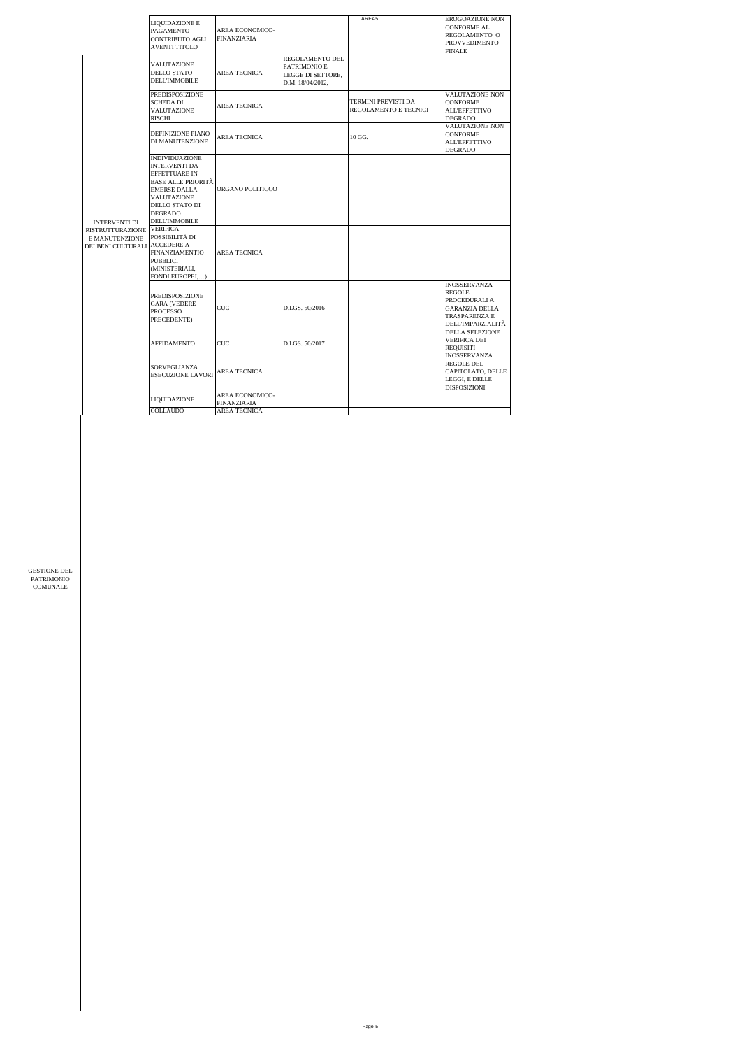| | | | | | | |
|---|---|---|---|---|---|---|
| GESTIONE DEL PATRIMONIO COMUNALE | | LIQUIDAZIONE E PAGAMENTO CONTRIBUTO AGLI AVENTI TITOLO | AREA ECONOMICO-FINANZIARIA | | AREA5 | EROGOAZIONE NON CONFORME AL REGOLAMENTO O PROVVEDIMENTO FINALE |
| | INTERVENTI DI RISTRUTTURAZIONE E MANUTENZIONE DEI BENI CULTURALI | VALUTAZIONE DELLO STATO DELL'IMMOBILE | AREA TECNICA | REGOLAMENTO DEL PATRIMONIO E LEGGE DI SETTORE, D.M. 18/04/2012, | | |
| | | PREDISPOSIZIONE SCHEDA DI VALUTAZIONE RISCHI | AREA TECNICA | | TERMINI PREVISTI DA REGOLAMENTO E TECNICI | VALUTAZIONE NON CONFORME ALL'EFFETTIVO DEGRADO |
| | | DEFINIZIONE PIANO DI MANUTENZIONE | AREA TECNICA | | 10 GG. | VALUTAZIONE NON CONFORME ALL'EFFETTIVO DEGRADO |
| | | INDIVIDUAZIONE INTERVENTI DA EFFETTUARE IN BASE ALLE PRIORITÀ EMERSE DALLA VALUTAZIONE DELLO STATO DI DEGRADO DELL'IMMOBILE | ORGANO POLITICCO | | | |
| | | VERIFICA POSSIBILITÀ DI ACCEDERE A FINANZIAMENTIO PUBBLICI (MINISTERIALI, FONDI EUROPEI,…) | AREA TECNICA | | | |
| | | PREDISPOSIZIONE GARA (VEDERE PROCESSO PRECEDENTE) | CUC | D.LGS. 50/2016 | | INOSSERVANZA REGOLE PROCEDURALI A GARANZIA DELLA TRASPARENZA E DELL'IMPARZIALITÀ DELLA SELEZIONE |
| | | AFFIDAMENTO | CUC | D.LGS. 50/2017 | | VERIFICA DEI REQUISITI |
| | | SORVEGLIANZA ESECUZIONE LAVORI | AREA TECNICA | | | INOSSERVANZA REGOLE DEL CAPITOLATO, DELLE LEGGI, E DELLE DISPOSIZIONI |
| | | LIQUIDAZIONE | AREA ECONOMICO-FINANZIARIA | | | |
| | | COLLAUDO | AREA TECNICA | | | |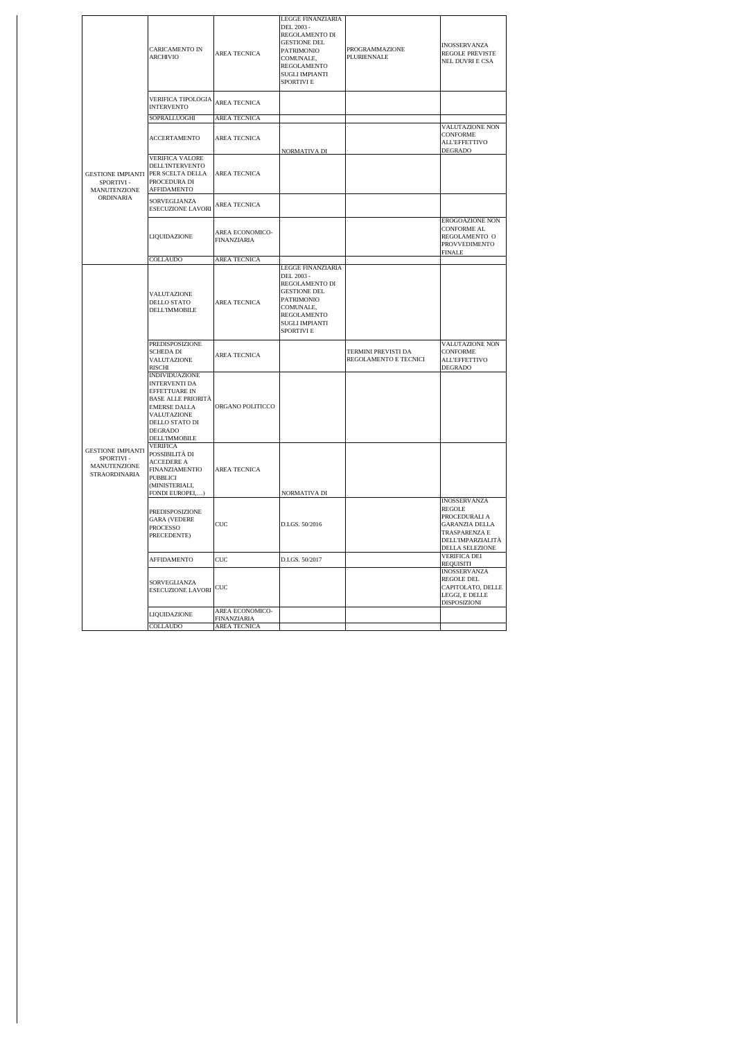| | | | | | |
|---|---|---|---|---|---|
| GESTIONE IMPIANTI SPORTIVI - MANUTENZIONE ORDINARIA | CARICAMENTO IN ARCHIVIO | AREA TECNICA | LEGGE FINANZIARIA DEL 2003 - REGOLAMENTO DI GESTIONE DEL PATRIMONIO COMUNALE, REGOLAMENTO SUGLI IMPIANTI SPORTIVI E NORMATIVA DI | PROGRAMMAZIONE PLURIENNALE | INOSSERVANZA REGOLE PREVISTE NEL DUVRI E CSA |
| | VERIFICA TIPOLOGIA INTERVENTO | AREA TECNICA | | | |
| | SOPRALLUOGHI | AREA TECNICA | | | |
| | ACCERTAMENTO | AREA TECNICA | | | VALUTAZIONE NON CONFORME ALL'EFFETTIVO DEGRADO |
| | VERIFICA VALORE DELL'INTERVENTO PER SCELTA DELLA PROCEDURA DI AFFIDAMENTO | AREA TECNICA | | | |
| | SORVEGLIANZA ESECUZIONE LAVORI | AREA TECNICA | | | |
| | LIQUIDAZIONE | AREA ECONOMICO-FINANZIARIA | | | EROGOAZIONE NON CONFORME AL REGOLAMENTO O PROVVEDIMENTO FINALE |
| | COLLAUDO | AREA TECNICA | | | |
| GESTIONE IMPIANTI SPORTIVI - MANUTENZIONE STRAORDINARIA | VALUTAZIONE DELLO STATO DELL'IMMOBILE | AREA TECNICA | LEGGE FINANZIARIA DEL 2003 - REGOLAMENTO DI GESTIONE DEL PATRIMONIO COMUNALE, REGOLAMENTO SUGLI IMPIANTI SPORTIVI E NORMATIVA DI | | |
| | PREDISPOSIZIONE SCHEDA DI VALUTAZIONE RISCHI | AREA TECNICA | | TERMINI PREVISTI DA REGOLAMENTO E TECNICI | VALUTAZIONE NON CONFORME ALL'EFFETTIVO DEGRADO |
| | INDIVIDUAZIONE INTERVENTI DA EFFETTUARE IN BASE ALLE PRIORITÀ EMERSE DALLA VALUTAZIONE DELLO STATO DI DEGRADO DELL'IMMOBILE | ORGANO POLITICCO | | | |
| | VERIFICA POSSIBILITÀ DI ACCEDERE A FINANZIAMENTIO PUBBLICI (MINISTERIALI, FONDI EUROPEI,…) | AREA TECNICA | | | |
| | PREDISPOSIZIONE GARA (VEDERE PROCESSO PRECEDENTE) | CUC | D.LGS. 50/2016 | | INOSSERVANZA REGOLE PROCEDURALI A GARANZIA DELLA TRASPARENZA E DELL'IMPARZIALITÀ DELLA SELEZIONE |
| | AFFIDAMENTO | CUC | D.LGS. 50/2017 | | VERIFICA DEI REQUISITI |
| | SORVEGLIANZA ESECUZIONE LAVORI | CUC | | | INOSSERVANZA REGOLE DEL CAPITOLATO, DELLE LEGGI, E DELLE DISPOSIZIONI |
| | LIQUIDAZIONE | AREA ECONOMICO-FINANZIARIA | | | |
| | COLLAUDO | AREA TECNICA | | | |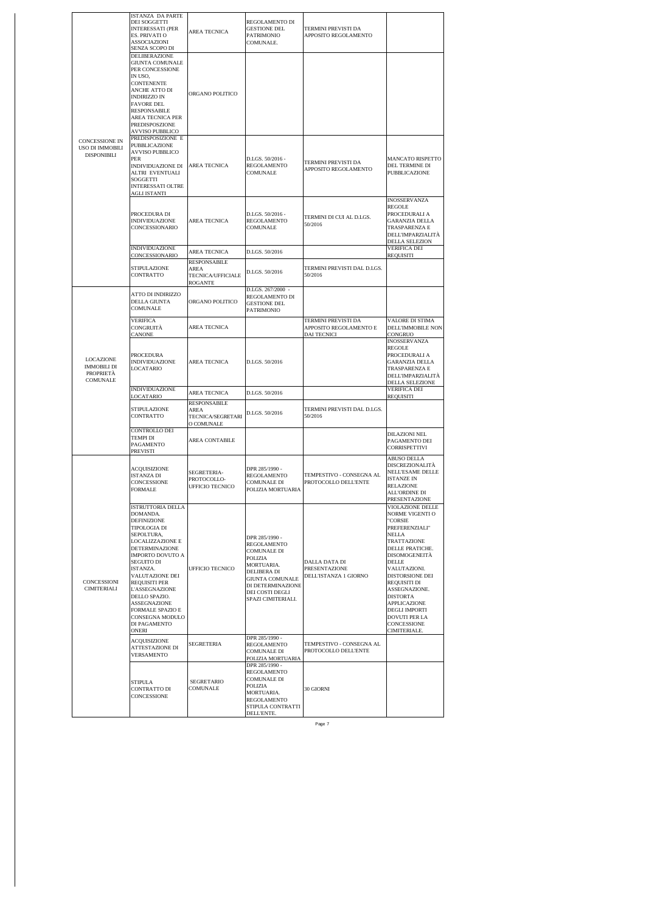| | | | | | |
|---|---|---|---|---|---|
| CONCESSIONE IN USO DI IMMOBILI DISPONIBILI | ISTANZA DA PARTE DEI SOGGETTI INTERESSATI (PER ES. PRIVATI O ASSOCIAZIONI SENZA SCOPO DI | AREA TECNICA | REGOLAMENTO DI GESTIONE DEL PATRIMONIO COMUNALE. | TERMINI PREVISTI DA APPOSITO REGOLAMENTO | |
| | DELIBERAZIONE GIUNTA COMUNALE PER CONCESSIONE IN USO, CONTENENTE ANCHE ATTO DI INDIRIZZO IN FAVORE DEL RESPONSABILE AREA TECNICA PER PREDISPOSZIONE AVVISO PUBBLICO | ORGANO POLITICO | | | |
| | PREDISPOSIZIONE E PUBBLICAZIONE AVVISO PUBBLICO PER INDIVIDUAZIONE DI ALTRI EVENTUALI SOGGETTI INTERESSATI OLTRE AGLI ISTANTI | AREA TECNICA | D.LGS. 50/2016 - REGOLAMENTO COMUNALE | TERMINI PREVISTI DA APPOSITO REGOLAMENTO | MANCATO RISPETTO DEL TERMINE DI PUBBLICAZIONE |
| | PROCEDURA DI INDIVIDUAZIONE CONCESSIONARIO | AREA TECNICA | D.LGS. 50/2016 - REGOLAMENTO COMUNALE | TERMINI DI CUI AL D.LGS. 50/2016 | INOSSERVANZA REGOLE PROCEDURALI A GARANZIA DELLA TRASPARENZA E DELL'IMPARZIALITÀ DELLA SELEZION |
| | INDIVIDUAZIONE CONCESSIONARIO | AREA TECNICA | D.LGS. 50/2016 | | VERIFICA DEI REQUISITI |
| | STIPULAZIONE CONTRATTO | RESPONSABILE AREA TECNICA/UFFICIALE ROGANTE | D.LGS. 50/2016 | TERMINI PREVISTI DAL D.LGS. 50/2016 | |
| LOCAZIONE IMMOBILI DI PROPRIETÀ COMUNALE | ATTO DI INDIRIZZO DELLA GIUNTA COMUNALE | ORGANO POLITICO | D.LGS. 267/2000 - REGOLAMENTO DI GESTIONE DEL PATRIMONIO | | |
| | VERIFICA CONGRUITÀ CANONE | AREA TECNICA | | TERMINI PREVISTI DA APPOSITO REGOLAMENTO E DAI TECNICI | VALORE DI STIMA DELL'IMMOBILE NON CONGRUO |
| | PROCEDURA INDIVIDUAZIONE LOCATARIO | AREA TECNICA | D.LGS. 50/2016 | | INOSSERVANZA REGOLE PROCEDURALI A GARANZIA DELLA TRASPARENZA E DELL'IMPARZIALITÀ DELLA SELEZIONE |
| | INDIVIDUAZIONE LOCATARIO | AREA TECNICA | D.LGS. 50/2016 | | VERIFICA DEI REQUISITI |
| | STIPULAZIONE CONTRATTO | RESPONSABILE AREA TECNICA/SEGRETARIO COMUNALE | D.LGS. 50/2016 | TERMINI PREVISTI DAL D.LGS. 50/2016 | |
| | CONTROLLO DEI TEMPI DI PAGAMENTO PREVISTI | AREA CONTABILE | | | DILAZIONI NEL PAGAMENTO DEI CORRISPETTIVI |
| CONCESSIONI CIMITERIALI | ACQUISIZIONE ISTANZA DI CONCESSIONE FORMALE | SEGRETERIA-PROTOCOLLO-UFFICIO TECNICO | DPR 285/1990 - REGOLAMENTO COMUNALE DI POLIZIA MORTUARIA | TEMPESTIVO - CONSEGNA AL PROTOCOLLO DELL'ENTE | ABUSO DELLA DISCREZIONALITÀ NELL'ESAME DELLE ISTANZE IN RELAZIONE ALL'ORDINE DI PRESENTAZIONE |
| | ISTRUTTORIA DELLA DOMANDA. DEFINIZIONE TIPOLOGIA DI SEPOLTURA, LOCALIZZAZIONE E DETERMINAZIONE IMPORTO DOVUTO A SEGUITO DI ISTANZA. VALUTAZIONE DEI REQUISITI PER L'ASSEGNAZIONE DELLO SPAZIO. ASSEGNAZIONE FORMALE SPAZIO E CONSEGNA MODULO DI PAGAMENTO ONERI | UFFICIO TECNICO | DPR 285/1990 - REGOLAMENTO COMUNALE DI POLIZIA MORTUARIA. DELIBERA DI GIUNTA COMUNALE DI DETERMINAZIONE DEI COSTI DEGLI SPAZI CIMITERIALI. | DALLA DATA DI PRESENTAZIONE DELL'ISTANZA 1 GIORNO | VIOLAZIONE DELLE NORME VIGENTI O "CORSIE PREFERENZIALI" NELLA TRATTAZIONE DELLE PRATICHE. DISOMOGENEITÀ DELLE VALUTAZIONI. DISTORSIONE DEI REQUISITI DI ASSEGNAZIONE. DISTORTA APPLICAZIONE DEGLI IMPORTI DOVUTI PER LA CONCESSIONE CIMITERIALE. |
| | ACQUISIZIONE ATTESTAZIONE DI VERSAMENTO | SEGRETERIA | DPR 285/1990 - REGOLAMENTO COMUNALE DI POLIZIA MORTUARIA | TEMPESTIVO - CONSEGNA AL PROTOCOLLO DELL'ENTE | |
| | STIPULA CONTRATTO DI CONCESSIONE | SEGRETARIO COMUNALE | DPR 285/1990 - REGOLAMENTO COMUNALE DI POLIZIA MORTUARIA. REGOLAMENTO STIPULA CONTRATTI DELL'ENTE. | 30 GIORNI | |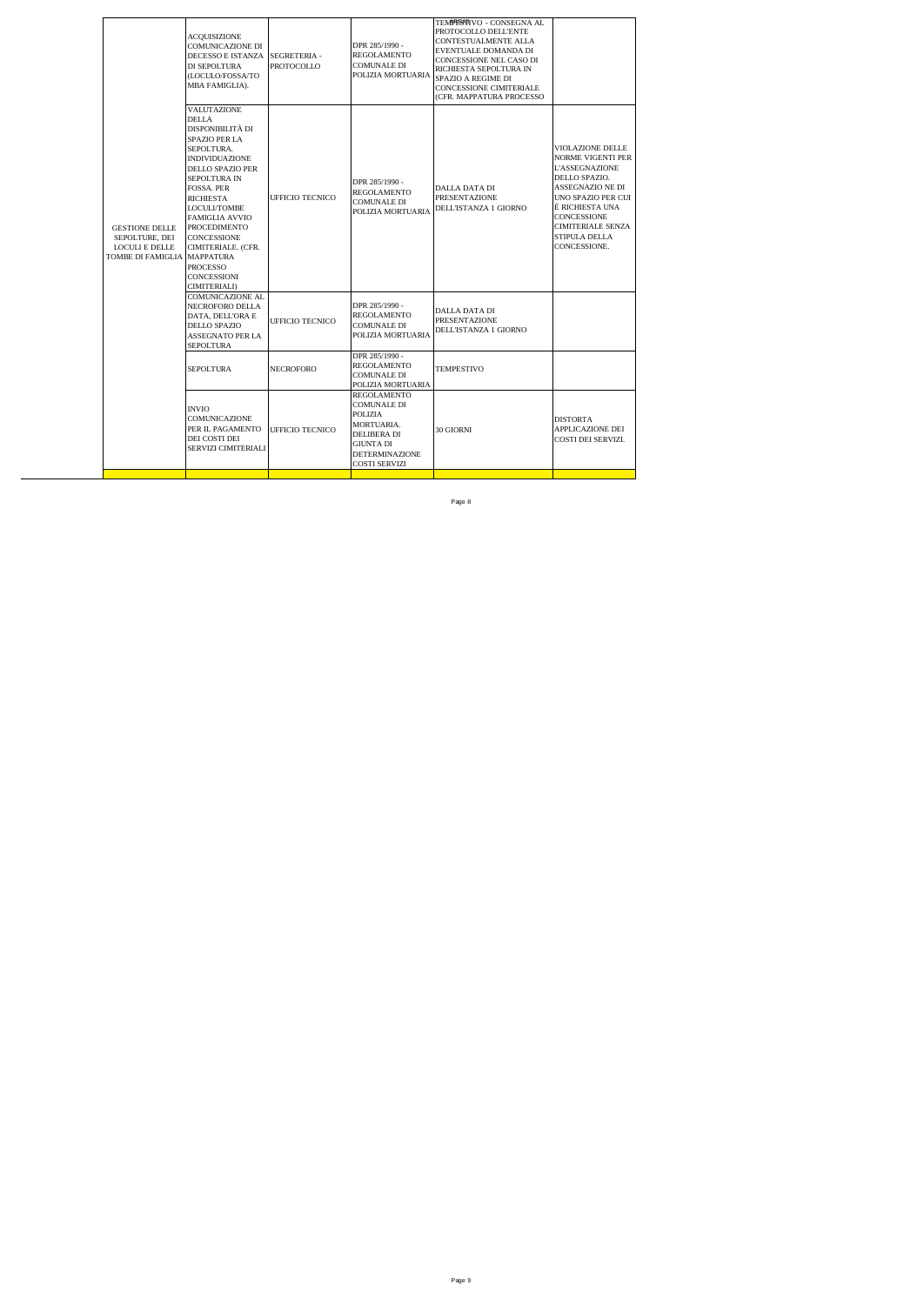| | | | | | |
|---|---|---|---|---|---|
| GESTIONE DELLE SEPOLTURE, DEI LOCULI E DELLE TOMBE DI FAMIGLIA | ACQUISIZIONE COMUNICAZIONE DI DECESSO E ISTANZA DI SEPOLTURA (LOCULO/FOSSA/TOMBA FAMIGLIA). | SEGRETERIA - PROTOCOLLO | DPR 285/1990 - REGOLAMENTO COMUNALE DI POLIZIA MORTUARIA | TEMPESTIVO - CONSEGNA AL PROTOCOLLO DELL'ENTE CONTESTUALMENTE ALLA EVENTUALE DOMANDA DI CONCESSIONE NEL CASO DI RICHIESTA SEPOLTURA IN SPAZIO A REGIME DI CONCESSIONE CIMITERIALE (CFR. MAPPATURA PROCESSO | |
| | VALUTAZIONE DELLA DISPONIBILITÀ DI SPAZIO PER LA SEPOLTURA. INDIVIDUAZIONE DELLO SPAZIO PER SEPOLTURA IN FOSSA. PER RICHIESTA LOCULI/TOMBE FAMIGLIA AVVIO PROCEDIMENTO CONCESSIONE CIMITERIALE. (CFR. MAPPATURA PROCESSO CONCESSIONI CIMITERIALI) | UFFICIO TECNICO | DPR 285/1990 - REGOLAMENTO COMUNALE DI POLIZIA MORTUARIA | DALLA DATA DI PRESENTAZIONE DELL'ISTANZA 1 GIORNO | VIOLAZIONE DELLE NORME VIGENTI PER L'ASSEGNAZIONE DELLO SPAZIO. ASSEGNAZIO NE DI UNO SPAZIO PER CUI È RICHIESTA UNA CONCESSIONE CIMITERIALE SENZA STIPULA DELLA CONCESSIONE. |
| | COMUNICAZIONE AL NECROFORO DELLA DATA, DELL'ORA E DELLO SPAZIO ASSEGNATO PER LA SEPOLTURA | UFFICIO TECNICO | DPR 285/1990 - REGOLAMENTO COMUNALE DI POLIZIA MORTUARIA | DALLA DATA DI PRESENTAZIONE DELL'ISTANZA 1 GIORNO | |
| | SEPOLTURA | NECROFORO | DPR 285/1990 - REGOLAMENTO COMUNALE DI POLIZIA MORTUARIA | TEMPESTIVO | |
| | INVIO COMUNICAZIONE PER IL PAGAMENTO DEI COSTI DEI SERVIZI CIMITERIALI | UFFICIO TECNICO | REGOLAMENTO COMUNALE DI POLIZIA MORTUARIA. DELIBERA DI GIUNTA DI DETERMINAZIONE COSTI SERVIZI | 30 GIORNI | DISTORTA APPLICAZIONE DEI COSTI DEI SERVIZI. |